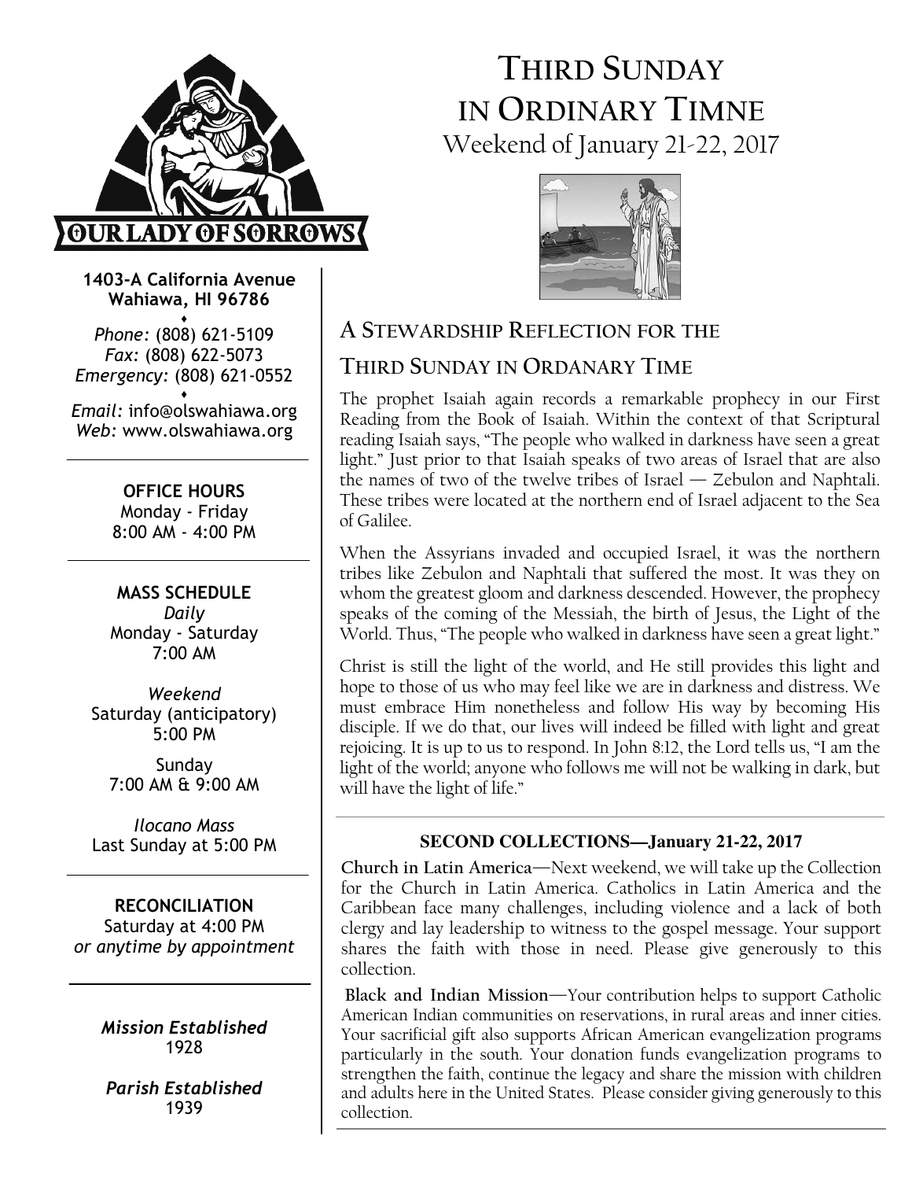# THIRD SUNDAY IN ORDINARY TIMNE

Weekend of January 21-22, 2017

**OUR LADY OF SORROWS**

**1403-A California Avenue**
**Wahiawa, HI 96786**

*Phone:* (808) 621-5109
*Fax:* (808) 622-5073
*Emergency:* (808) 621-0552

*Email:* info@olswahiawa.org
*Web:* www.olswahiawa.org

**OFFICE HOURS**
Monday - Friday
8:00 AM - 4:00 PM

**MASS SCHEDULE**
*Daily*
Monday - Saturday
7:00 AM

*Weekend*
Saturday (anticipatory)
5:00 PM

Sunday
7:00 AM & 9:00 AM

*Ilocano Mass*
Last Sunday at 5:00 PM

**RECONCILIATION**
Saturday at 4:00 PM
*or anytime by appointment*

***Mission Established***
1928

***Parish Established***
1939

## A STEWARDSHIP REFLECTION FOR THE THIRD SUNDAY IN ORDANARY TIME

The prophet Isaiah again records a remarkable prophecy in our First Reading from the Book of Isaiah. Within the context of that Scriptural reading Isaiah says, "The people who walked in darkness have seen a great light." Just prior to that Isaiah speaks of two areas of Israel that are also the names of two of the twelve tribes of Israel — Zebulon and Naphtali. These tribes were located at the northern end of Israel adjacent to the Sea of Galilee.

When the Assyrians invaded and occupied Israel, it was the northern tribes like Zebulon and Naphtali that suffered the most. It was they on whom the greatest gloom and darkness descended. However, the prophecy speaks of the coming of the Messiah, the birth of Jesus, the Light of the World. Thus, "The people who walked in darkness have seen a great light."

Christ is still the light of the world, and He still provides this light and hope to those of us who may feel like we are in darkness and distress. We must embrace Him nonetheless and follow His way by becoming His disciple. If we do that, our lives will indeed be filled with light and great rejoicing. It is up to us to respond. In John 8:12, the Lord tells us, "I am the light of the world; anyone who follows me will not be walking in dark, but will have the light of life."

### SECOND COLLECTIONS—January 21-22, 2017

**Church in Latin America**—Next weekend, we will take up the Collection for the Church in Latin America. Catholics in Latin America and the Caribbean face many challenges, including violence and a lack of both clergy and lay leadership to witness to the gospel message. Your support shares the faith with those in need. Please give generously to this collection.

**Black and Indian Mission**—Your contribution helps to support Catholic American Indian communities on reservations, in rural areas and inner cities. Your sacrificial gift also supports African American evangelization programs particularly in the south. Your donation funds evangelization programs to strengthen the faith, continue the legacy and share the mission with children and adults here in the United States. Please consider giving generously to this collection.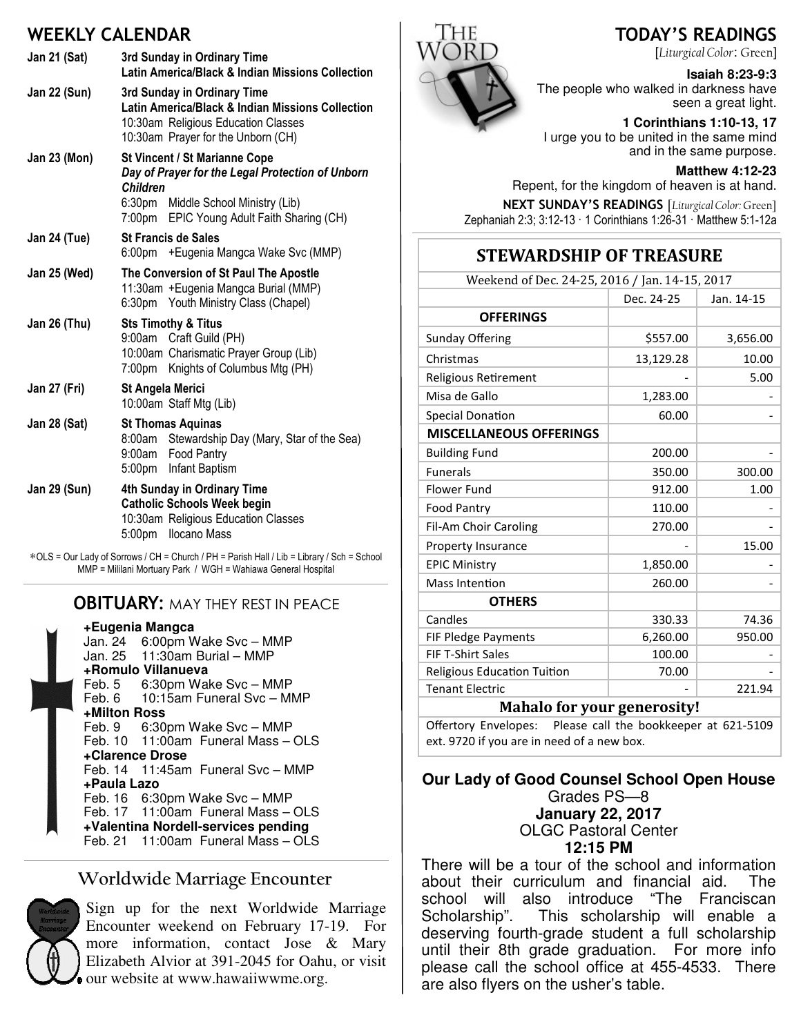## WEEKLY CALENDAR

**Jan 21 (Sat)** — **3rd Sunday in Ordinary Time**
**Latin America/Black & Indian Missions Collection**

**Jan 22 (Sun)** — **3rd Sunday in Ordinary Time**
**Latin America/Black & Indian Missions Collection**
10:30am Religious Education Classes
10:30am Prayer for the Unborn (CH)

**Jan 23 (Mon)** — **St Vincent / St Marianne Cope**
***Day of Prayer for the Legal Protection of Unborn Children***
6:30pm Middle School Ministry (Lib)
7:00pm EPIC Young Adult Faith Sharing (CH)

**Jan 24 (Tue)** — **St Francis de Sales**
6:00pm +Eugenia Mangca Wake Svc (MMP)

**Jan 25 (Wed)** — **The Conversion of St Paul The Apostle**
11:30am +Eugenia Mangca Burial (MMP)
6:30pm Youth Ministry Class (Chapel)

**Jan 26 (Thu)** — **Sts Timothy & Titus**
9:00am Craft Guild (PH)
10:00am Charismatic Prayer Group (Lib)
7:00pm Knights of Columbus Mtg (PH)

**Jan 27 (Fri)** — **St Angela Merici**
10:00am Staff Mtg (Lib)

**Jan 28 (Sat)** — **St Thomas Aquinas**
8:00am Stewardship Day (Mary, Star of the Sea)
9:00am Food Pantry
5:00pm Infant Baptism

**Jan 29 (Sun)** — **4th Sunday in Ordinary Time**
**Catholic Schools Week begin**
10:30am Religious Education Classes
5:00pm Ilocano Mass

*OLS = Our Lady of Sorrows / CH = Church / PH = Parish Hall / Lib = Library / Sch = School
MMP = Mililani Mortuary Park / WGH = Wahiawa General Hospital

## OBITUARY: MAY THEY REST IN PEACE

**+Eugenia Mangca**
Jan. 24 6:00pm Wake Svc – MMP
Jan. 25 11:30am Burial – MMP

**+Romulo Villanueva**
Feb. 5 6:30pm Wake Svc – MMP
Feb. 6 10:15am Funeral Svc – MMP

**+Milton Ross**
Feb. 9 6:30pm Wake Svc – MMP
Feb. 10 11:00am Funeral Mass – OLS

**+Clarence Drose**
Feb. 14 11:45am Funeral Svc – MMP

**+Paula Lazo**
Feb. 16 6:30pm Wake Svc – MMP
Feb. 17 11:00am Funeral Mass – OLS

**+Valentina Nordell-services pending**
Feb. 21 11:00am Funeral Mass – OLS

## Worldwide Marriage Encounter

Sign up for the next Worldwide Marriage Encounter weekend on February 17-19. For more information, contact Jose & Mary Elizabeth Alvior at 391-2045 for Oahu, or visit our website at www.hawaiiwwme.org.

## TODAY'S READINGS

[*Liturgical Color*: Green]

**Isaiah 8:23-9:3**
The people who walked in darkness have seen a great light.

**1 Corinthians 1:10-13, 17**
I urge you to be united in the same mind and in the same purpose.

**Matthew 4:12-23**
Repent, for the kingdom of heaven is at hand.

**NEXT SUNDAY'S READINGS** [*Liturgical Color*: Green]
Zephaniah 2:3; 3:12-13 · 1 Corinthians 1:26-31 · Matthew 5:1-12a

## STEWARDSHIP OF TREASURE

Weekend of Dec. 24-25, 2016 / Jan. 14-15, 2017

| | Dec. 24-25 | Jan. 14-15 |
|---|---|---|
| **OFFERINGS** | | |
| Sunday Offering | $557.00 | 3,656.00 |
| Christmas | 13,129.28 | 10.00 |
| Religious Retirement | - | 5.00 |
| Misa de Gallo | 1,283.00 | - |
| Special Donation | 60.00 | - |
| **MISCELLANEOUS OFFERINGS** | | |
| Building Fund | 200.00 | - |
| Funerals | 350.00 | 300.00 |
| Flower Fund | 912.00 | 1.00 |
| Food Pantry | 110.00 | - |
| Fil-Am Choir Caroling | 270.00 | - |
| Property Insurance | - | 15.00 |
| EPIC Ministry | 1,850.00 | - |
| Mass Intention | 260.00 | - |
| **OTHERS** | | |
| Candles | 330.33 | 74.36 |
| FIF Pledge Payments | 6,260.00 | 950.00 |
| FIF T-Shirt Sales | 100.00 | - |
| Religious Education Tuition | 70.00 | - |
| Tenant Electric | - | 221.94 |

**Mahalo for your generosity!**

Offertory Envelopes: Please call the bookkeeper at 621-5109 ext. 9720 if you are in need of a new box.

**Our Lady of Good Counsel School Open House**
Grades PS—8
**January 22, 2017**
OLGC Pastoral Center
**12:15 PM**

There will be a tour of the school and information about their curriculum and financial aid. The school will also introduce "The Franciscan Scholarship". This scholarship will enable a deserving fourth-grade student a full scholarship until their 8th grade graduation. For more info please call the school office at 455-4533. There are also flyers on the usher's table.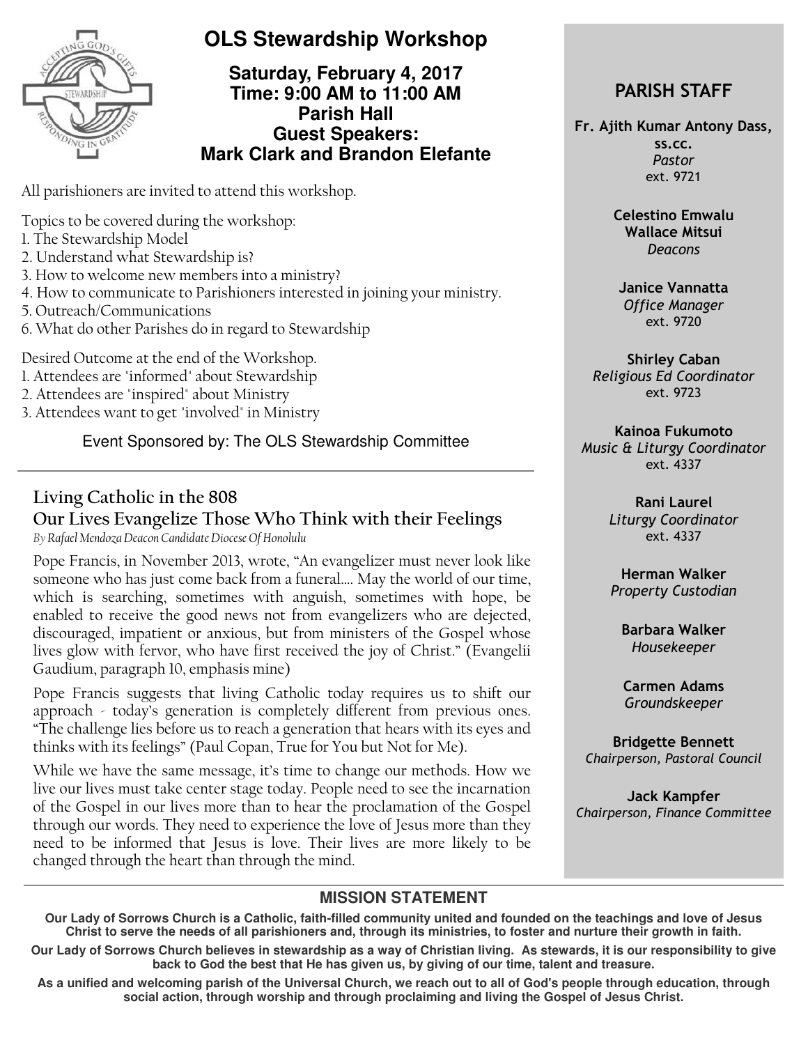# OLS Stewardship Workshop

**Saturday, February 4, 2017**
**Time: 9:00 AM to 11:00 AM**
**Parish Hall**
**Guest Speakers:**
**Mark Clark and Brandon Elefante**

All parishioners are invited to attend this workshop.

Topics to be covered during the workshop:

1. The Stewardship Model
2. Understand what Stewardship is?
3. How to welcome new members into a ministry?
4. How to communicate to Parishioners interested in joining your ministry.
5. Outreach/Communications
6. What do other Parishes do in regard to Stewardship

Desired Outcome at the end of the Workshop.

1. Attendees are "informed" about Stewardship
2. Attendees are "inspired" about Ministry
3. Attendees want to get "involved" in Ministry

Event Sponsored by: The OLS Stewardship Committee

## Living Catholic in the 808
## Our Lives Evangelize Those Who Think with their Feelings

*By Rafael Mendoza Deacon Candidate Diocese Of Honolulu*

Pope Francis, in November 2013, wrote, "An evangelizer must never look like someone who has just come back from a funeral.... May the world of our time, which is searching, sometimes with anguish, sometimes with hope, be enabled to receive the good news not from evangelizers who are dejected, discouraged, impatient or anxious, but from ministers of the Gospel whose lives glow with fervor, who have first received the joy of Christ." (Evangelii Gaudium, paragraph 10, emphasis mine)

Pope Francis suggests that living Catholic today requires us to shift our approach - today's generation is completely different from previous ones. "The challenge lies before us to reach a generation that hears with its eyes and thinks with its feelings" (Paul Copan, True for You but Not for Me).

While we have the same message, it's time to change our methods. How we live our lives must take center stage today. People need to see the incarnation of the Gospel in our lives more than to hear the proclamation of the Gospel through our words. They need to experience the love of Jesus more than they need to be informed that Jesus is love. Their lives are more likely to be changed through the heart than through the mind.

## PARISH STAFF

**Fr. Ajith Kumar Antony Dass, ss.cc.**
*Pastor*
ext. 9721

**Celestino Emwalu**
**Wallace Mitsui**
*Deacons*

**Janice Vannatta**
*Office Manager*
ext. 9720

**Shirley Caban**
*Religious Ed Coordinator*
ext. 9723

**Kainoa Fukumoto**
*Music & Liturgy Coordinator*
ext. 4337

**Rani Laurel**
*Liturgy Coordinator*
ext. 4337

**Herman Walker**
*Property Custodian*

**Barbara Walker**
*Housekeeper*

**Carmen Adams**
*Groundskeeper*

**Bridgette Bennett**
*Chairperson, Pastoral Council*

**Jack Kampfer**
*Chairperson, Finance Committee*

## MISSION STATEMENT

**Our Lady of Sorrows Church is a Catholic, faith-filled community united and founded on the teachings and love of Jesus Christ to serve the needs of all parishioners and, through its ministries, to foster and nurture their growth in faith.**

**Our Lady of Sorrows Church believes in stewardship as a way of Christian living. As stewards, it is our responsibility to give back to God the best that He has given us, by giving of our time, talent and treasure.**

**As a unified and welcoming parish of the Universal Church, we reach out to all of God's people through education, through social action, through worship and through proclaiming and living the Gospel of Jesus Christ.**